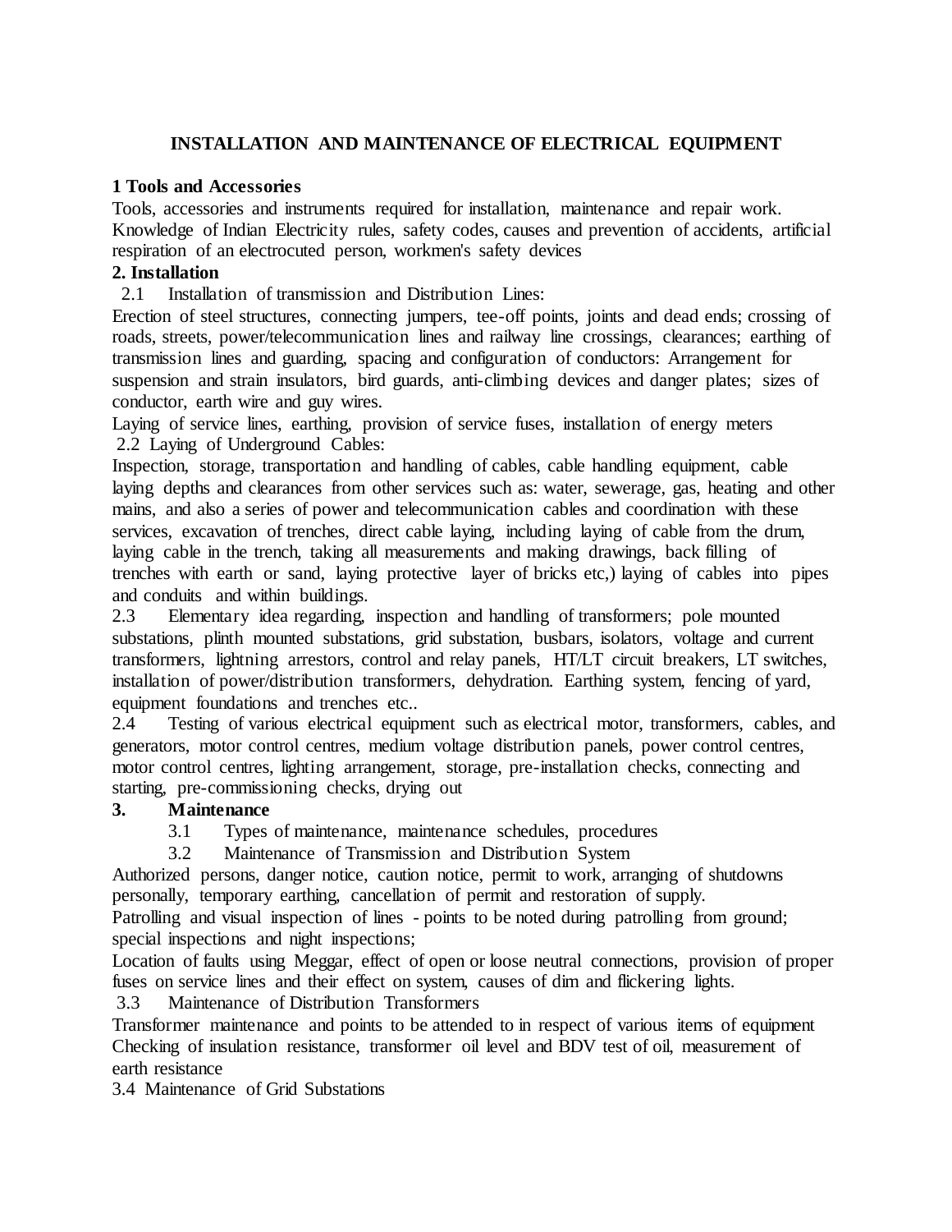# INSTALLATION AND MAINTENANCE OF ELECTRICAL EQUIPMENT

**1 Tools and Accessories**

Tools, accessories and instruments required for installation, maintenance and repair work. Knowledge of Indian Electricity rules, safety codes, causes and prevention of accidents, artificial respiration of an electrocuted person, workmen's safety devices

**2. Installation**

2.1 Installation of transmission and Distribution Lines:

Erection of steel structures, connecting jumpers, tee-off points, joints and dead ends; crossing of roads, streets, power/telecommunication lines and railway line crossings, clearances; earthing of transmission lines and guarding, spacing and configuration of conductors: Arrangement for suspension and strain insulators, bird guards, anti-climbing devices and danger plates; sizes of conductor, earth wire and guy wires.

Laying of service lines, earthing, provision of service fuses, installation of energy meters

2.2 Laying of Underground Cables:

Inspection, storage, transportation and handling of cables, cable handling equipment, cable laying depths and clearances from other services such as: water, sewerage, gas, heating and other mains, and also a series of power and telecommunication cables and coordination with these services, excavation of trenches, direct cable laying, including laying of cable from the drum, laying cable in the trench, taking all measurements and making drawings, back filling of trenches with earth or sand, laying protective layer of bricks etc,) laying of cables into pipes and conduits and within buildings.

2.3 Elementary idea regarding, inspection and handling of transformers; pole mounted substations, plinth mounted substations, grid substation, busbars, isolators, voltage and current transformers, lightning arrestors, control and relay panels, HT/LT circuit breakers, LT switches, installation of power/distribution transformers, dehydration. Earthing system, fencing of yard, equipment foundations and trenches etc..

2.4 Testing of various electrical equipment such as electrical motor, transformers, cables, and generators, motor control centres, medium voltage distribution panels, power control centres, motor control centres, lighting arrangement, storage, pre-installation checks, connecting and starting, pre-commissioning checks, drying out

**3. Maintenance**

3.1 Types of maintenance, maintenance schedules, procedures

3.2 Maintenance of Transmission and Distribution System

Authorized persons, danger notice, caution notice, permit to work, arranging of shutdowns personally, temporary earthing, cancellation of permit and restoration of supply.

Patrolling and visual inspection of lines - points to be noted during patrolling from ground; special inspections and night inspections;

Location of faults using Meggar, effect of open or loose neutral connections, provision of proper fuses on service lines and their effect on system, causes of dim and flickering lights.

3.3 Maintenance of Distribution Transformers

Transformer maintenance and points to be attended to in respect of various items of equipment Checking of insulation resistance, transformer oil level and BDV test of oil, measurement of earth resistance

3.4 Maintenance of Grid Substations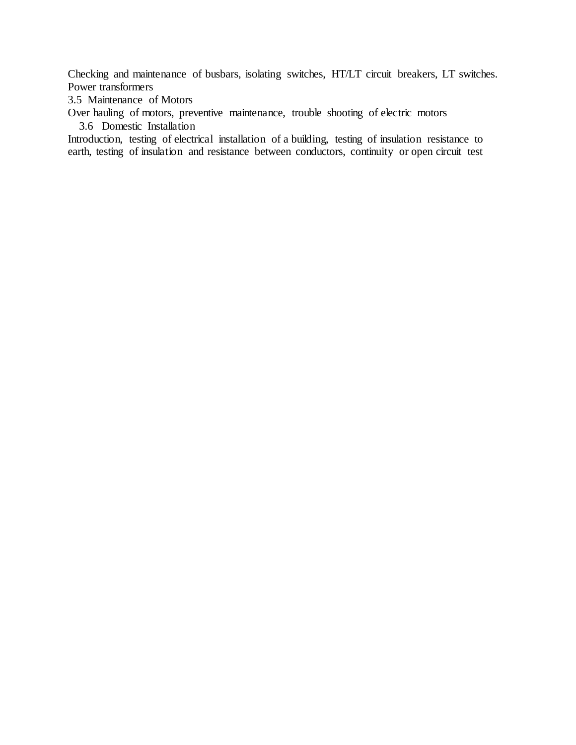Checking and maintenance of busbars, isolating switches, HT/LT circuit breakers, LT switches.
Power transformers

3.5 Maintenance of Motors

Over hauling of motors, preventive maintenance, trouble shooting of electric motors

3.6 Domestic Installation

Introduction, testing of electrical installation of a building, testing of insulation resistance to earth, testing of insulation and resistance between conductors, continuity or open circuit test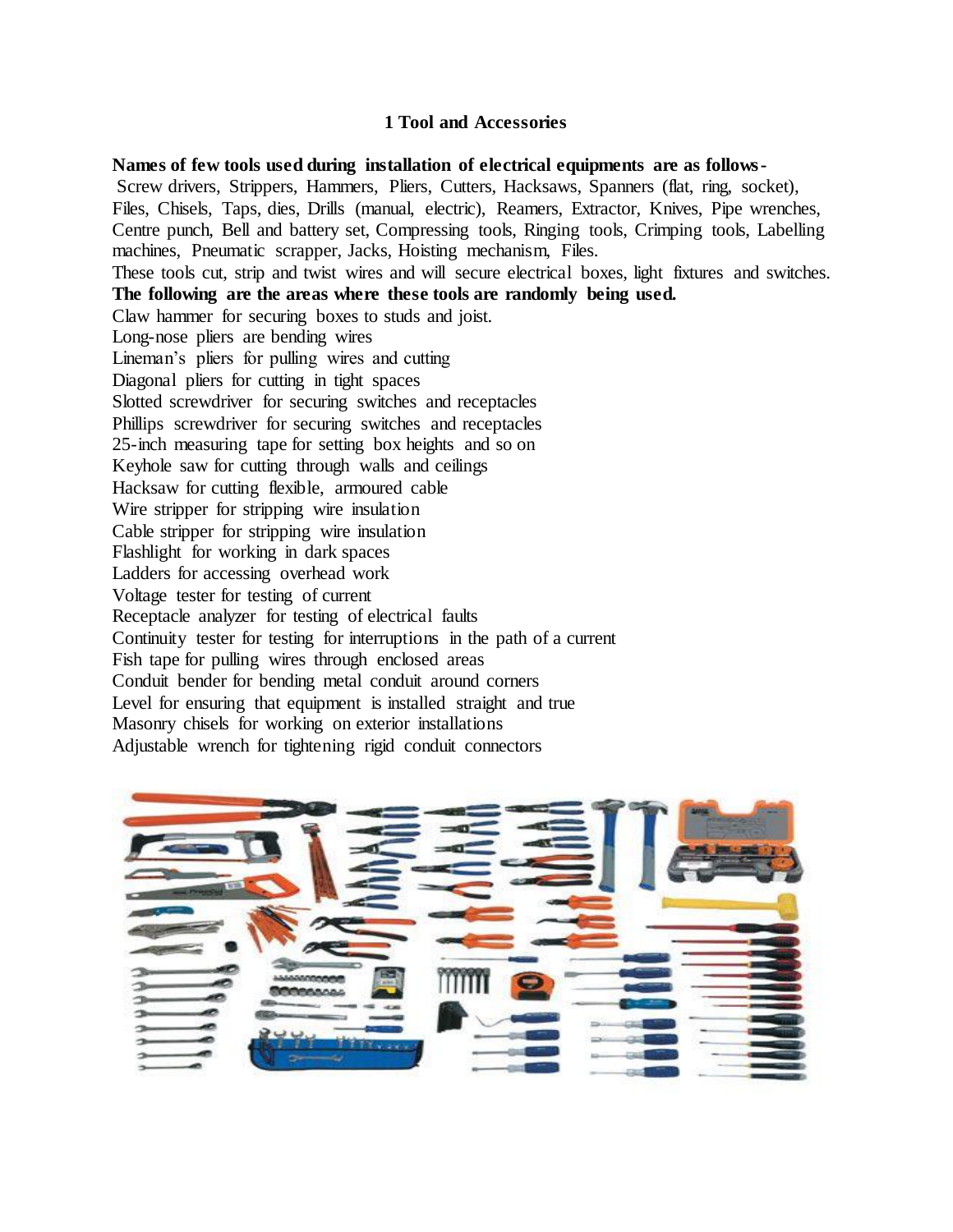# 1 Tool and Accessories

**Names of few tools used during installation of electrical equipments are as follows-**

Screw drivers, Strippers, Hammers, Pliers, Cutters, Hacksaws, Spanners (flat, ring, socket), Files, Chisels, Taps, dies, Drills (manual, electric), Reamers, Extractor, Knives, Pipe wrenches, Centre punch, Bell and battery set, Compressing tools, Ringing tools, Crimping tools, Labelling machines, Pneumatic scrapper, Jacks, Hoisting mechanism, Files.

These tools cut, strip and twist wires and will secure electrical boxes, light fixtures and switches.

**The following are the areas where these tools are randomly being used.**

Claw hammer for securing boxes to studs and joist.
Long-nose pliers are bending wires
Lineman's pliers for pulling wires and cutting
Diagonal pliers for cutting in tight spaces
Slotted screwdriver for securing switches and receptacles
Phillips screwdriver for securing switches and receptacles
25-inch measuring tape for setting box heights and so on
Keyhole saw for cutting through walls and ceilings
Hacksaw for cutting flexible, armoured cable
Wire stripper for stripping wire insulation
Cable stripper for stripping wire insulation
Flashlight for working in dark spaces
Ladders for accessing overhead work
Voltage tester for testing of current
Receptacle analyzer for testing of electrical faults
Continuity tester for testing for interruptions in the path of a current
Fish tape for pulling wires through enclosed areas
Conduit bender for bending metal conduit around corners
Level for ensuring that equipment is installed straight and true
Masonry chisels for working on exterior installations
Adjustable wrench for tightening rigid conduit connectors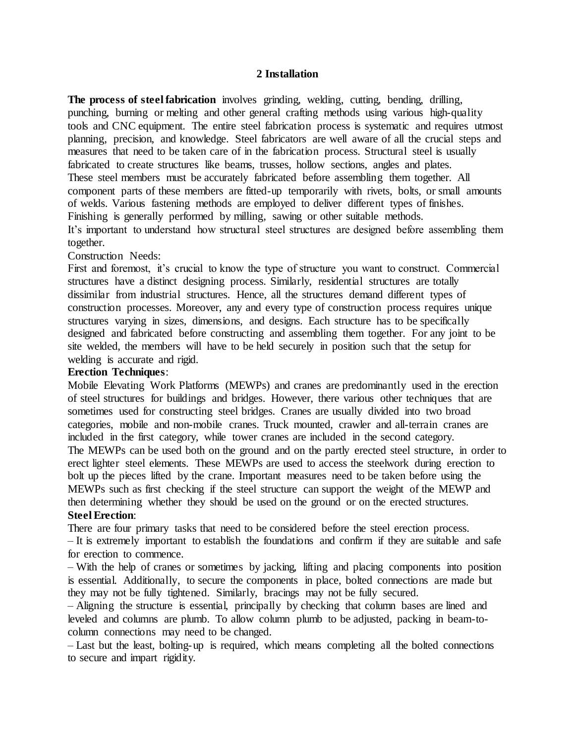## 2 Installation

**The process of steel fabrication** involves grinding, welding, cutting, bending, drilling, punching, burning or melting and other general crafting methods using various high-quality tools and CNC equipment. The entire steel fabrication process is systematic and requires utmost planning, precision, and knowledge. Steel fabricators are well aware of all the crucial steps and measures that need to be taken care of in the fabrication process. Structural steel is usually fabricated to create structures like beams, trusses, hollow sections, angles and plates.
These steel members must be accurately fabricated before assembling them together. All component parts of these members are fitted-up temporarily with rivets, bolts, or small amounts of welds. Various fastening methods are employed to deliver different types of finishes. Finishing is generally performed by milling, sawing or other suitable methods.
It's important to understand how structural steel structures are designed before assembling them together.

Construction Needs:

First and foremost, it's crucial to know the type of structure you want to construct. Commercial structures have a distinct designing process. Similarly, residential structures are totally dissimilar from industrial structures. Hence, all the structures demand different types of construction processes. Moreover, any and every type of construction process requires unique structures varying in sizes, dimensions, and designs. Each structure has to be specifically designed and fabricated before constructing and assembling them together. For any joint to be site welded, the members will have to be held securely in position such that the setup for welding is accurate and rigid.

**Erection Techniques**:

Mobile Elevating Work Platforms (MEWPs) and cranes are predominantly used in the erection of steel structures for buildings and bridges. However, there various other techniques that are sometimes used for constructing steel bridges. Cranes are usually divided into two broad categories, mobile and non-mobile cranes. Truck mounted, crawler and all-terrain cranes are included in the first category, while tower cranes are included in the second category.
The MEWPs can be used both on the ground and on the partly erected steel structure, in order to erect lighter steel elements. These MEWPs are used to access the steelwork during erection to bolt up the pieces lifted by the crane. Important measures need to be taken before using the MEWPs such as first checking if the steel structure can support the weight of the MEWP and then determining whether they should be used on the ground or on the erected structures.

**Steel Erection**:

There are four primary tasks that need to be considered before the steel erection process.

– It is extremely important to establish the foundations and confirm if they are suitable and safe for erection to commence.

– With the help of cranes or sometimes by jacking, lifting and placing components into position is essential. Additionally, to secure the components in place, bolted connections are made but they may not be fully tightened. Similarly, bracings may not be fully secured.

– Aligning the structure is essential, principally by checking that column bases are lined and leveled and columns are plumb. To allow column plumb to be adjusted, packing in beam-to-column connections may need to be changed.

– Last but the least, bolting-up is required, which means completing all the bolted connections to secure and impart rigidity.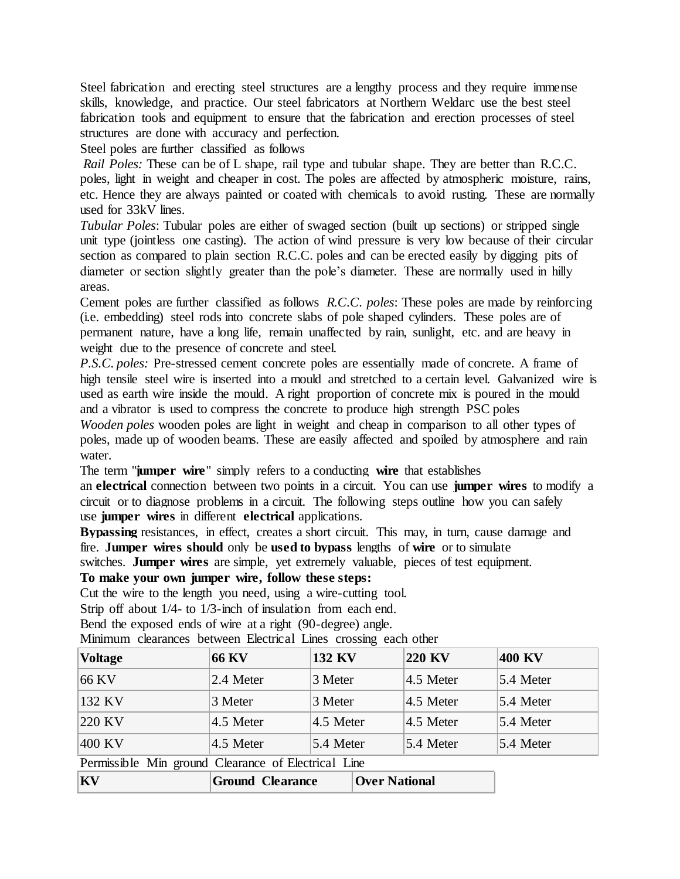Steel fabrication and erecting steel structures are a lengthy process and they require immense skills, knowledge, and practice. Our steel fabricators at Northern Weldarc use the best steel fabrication tools and equipment to ensure that the fabrication and erection processes of steel structures are done with accuracy and perfection.

Steel poles are further classified as follows

*Rail Poles:* These can be of L shape, rail type and tubular shape. They are better than R.C.C. poles, light in weight and cheaper in cost. The poles are affected by atmospheric moisture, rains, etc. Hence they are always painted or coated with chemicals to avoid rusting. These are normally used for 33kV lines.

*Tubular Poles*: Tubular poles are either of swaged section (built up sections) or stripped single unit type (jointless one casting). The action of wind pressure is very low because of their circular section as compared to plain section R.C.C. poles and can be erected easily by digging pits of diameter or section slightly greater than the pole's diameter. These are normally used in hilly areas.

Cement poles are further classified as follows *R.C.C. poles*: These poles are made by reinforcing (i.e. embedding) steel rods into concrete slabs of pole shaped cylinders. These poles are of permanent nature, have a long life, remain unaffected by rain, sunlight, etc. and are heavy in weight due to the presence of concrete and steel.

*P.S.C. poles:* Pre-stressed cement concrete poles are essentially made of concrete. A frame of high tensile steel wire is inserted into a mould and stretched to a certain level. Galvanized wire is used as earth wire inside the mould. A right proportion of concrete mix is poured in the mould and a vibrator is used to compress the concrete to produce high strength PSC poles

*Wooden poles* wooden poles are light in weight and cheap in comparison to all other types of poles, made up of wooden beams. These are easily affected and spoiled by atmosphere and rain water.

The term "**jumper wire**" simply refers to a conducting **wire** that establishes an **electrical** connection between two points in a circuit. You can use **jumper wires** to modify a circuit or to diagnose problems in a circuit. The following steps outline how you can safely use **jumper wires** in different **electrical** applications.

**Bypassing** resistances, in effect, creates a short circuit. This may, in turn, cause damage and fire. **Jumper wires should** only be **used to bypass** lengths of **wire** or to simulate switches. **Jumper wires** are simple, yet extremely valuable, pieces of test equipment.

**To make your own jumper wire, follow these steps:**

Cut the wire to the length you need, using a wire-cutting tool.

Strip off about 1/4- to 1/3-inch of insulation from each end.

Bend the exposed ends of wire at a right (90-degree) angle.

Minimum clearances between Electrical Lines crossing each other

| Voltage | 66 KV | 132 KV | 220 KV | 400 KV |
|---|---|---|---|---|
| 66 KV | 2.4 Meter | 3 Meter | 4.5 Meter | 5.4 Meter |
| 132 KV | 3 Meter | 3 Meter | 4.5 Meter | 5.4 Meter |
| 220 KV | 4.5 Meter | 4.5 Meter | 4.5 Meter | 5.4 Meter |
| 400 KV | 4.5 Meter | 5.4 Meter | 5.4 Meter | 5.4 Meter |

Permissible Min ground Clearance of Electrical Line

| KV | Ground Clearance | Over National |
|---|---|---|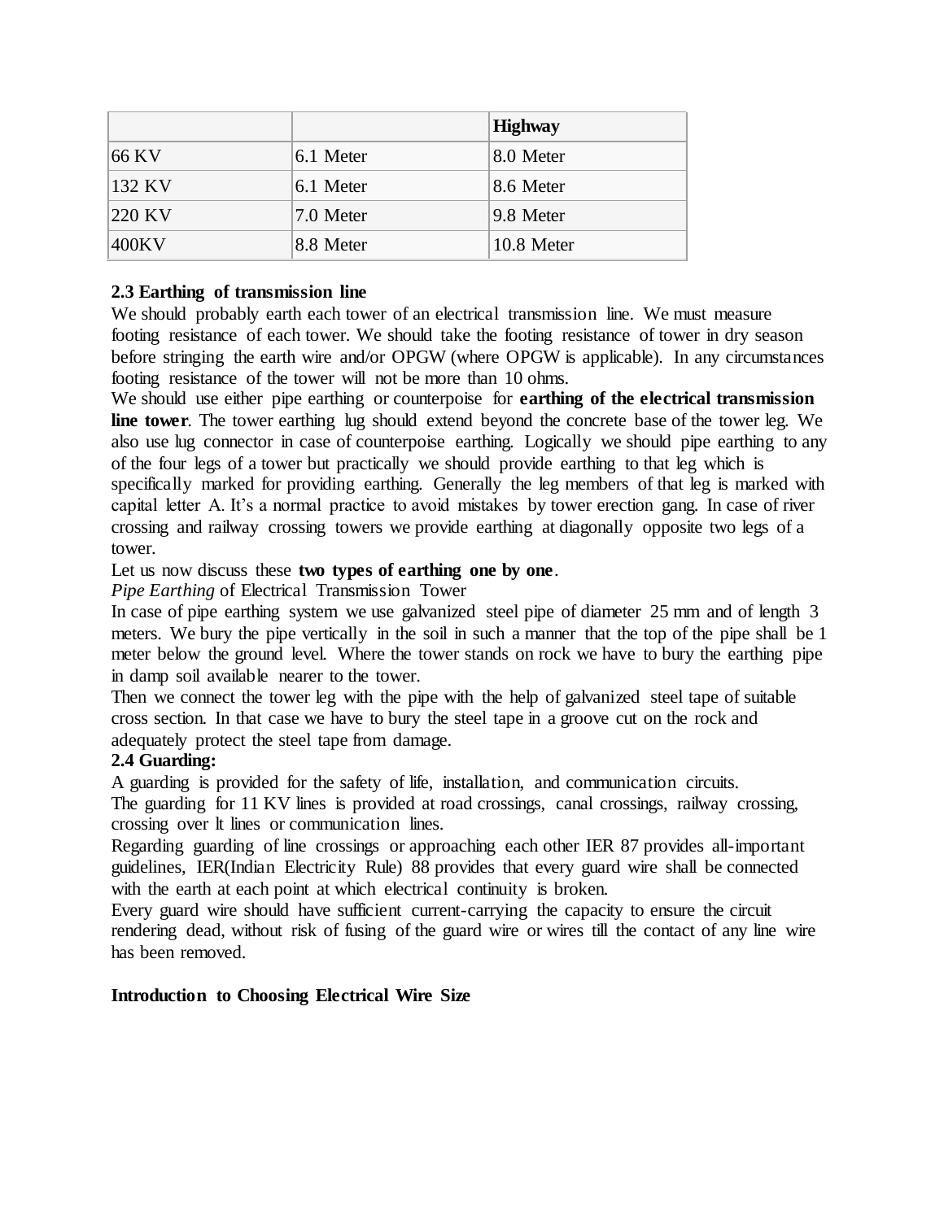| | | Highway |
|---|---|---|
| 66 KV | 6.1 Meter | 8.0 Meter |
| 132 KV | 6.1 Meter | 8.6 Meter |
| 220 KV | 7.0 Meter | 9.8 Meter |
| 400KV | 8.8 Meter | 10.8 Meter |

**2.3 Earthing of transmission line**

We should probably earth each tower of an electrical transmission line. We must measure footing resistance of each tower. We should take the footing resistance of tower in dry season before stringing the earth wire and/or OPGW (where OPGW is applicable). In any circumstances footing resistance of the tower will not be more than 10 ohms.

We should use either pipe earthing or counterpoise for **earthing of the electrical transmission line tower**. The tower earthing lug should extend beyond the concrete base of the tower leg. We also use lug connector in case of counterpoise earthing. Logically we should pipe earthing to any of the four legs of a tower but practically we should provide earthing to that leg which is specifically marked for providing earthing. Generally the leg members of that leg is marked with capital letter A. It's a normal practice to avoid mistakes by tower erection gang. In case of river crossing and railway crossing towers we provide earthing at diagonally opposite two legs of a tower.

Let us now discuss these **two types of earthing one by one**.

*Pipe Earthing* of Electrical Transmission Tower

In case of pipe earthing system we use galvanized steel pipe of diameter 25 mm and of length 3 meters. We bury the pipe vertically in the soil in such a manner that the top of the pipe shall be 1 meter below the ground level. Where the tower stands on rock we have to bury the earthing pipe in damp soil available nearer to the tower.

Then we connect the tower leg with the pipe with the help of galvanized steel tape of suitable cross section. In that case we have to bury the steel tape in a groove cut on the rock and adequately protect the steel tape from damage.

**2.4 Guarding:**

A guarding is provided for the safety of life, installation, and communication circuits.

The guarding for 11 KV lines is provided at road crossings, canal crossings, railway crossing, crossing over lt lines or communication lines.

Regarding guarding of line crossings or approaching each other IER 87 provides all-important guidelines, IER(Indian Electricity Rule) 88 provides that every guard wire shall be connected with the earth at each point at which electrical continuity is broken.

Every guard wire should have sufficient current-carrying the capacity to ensure the circuit rendering dead, without risk of fusing of the guard wire or wires till the contact of any line wire has been removed.

**Introduction to Choosing Electrical Wire Size**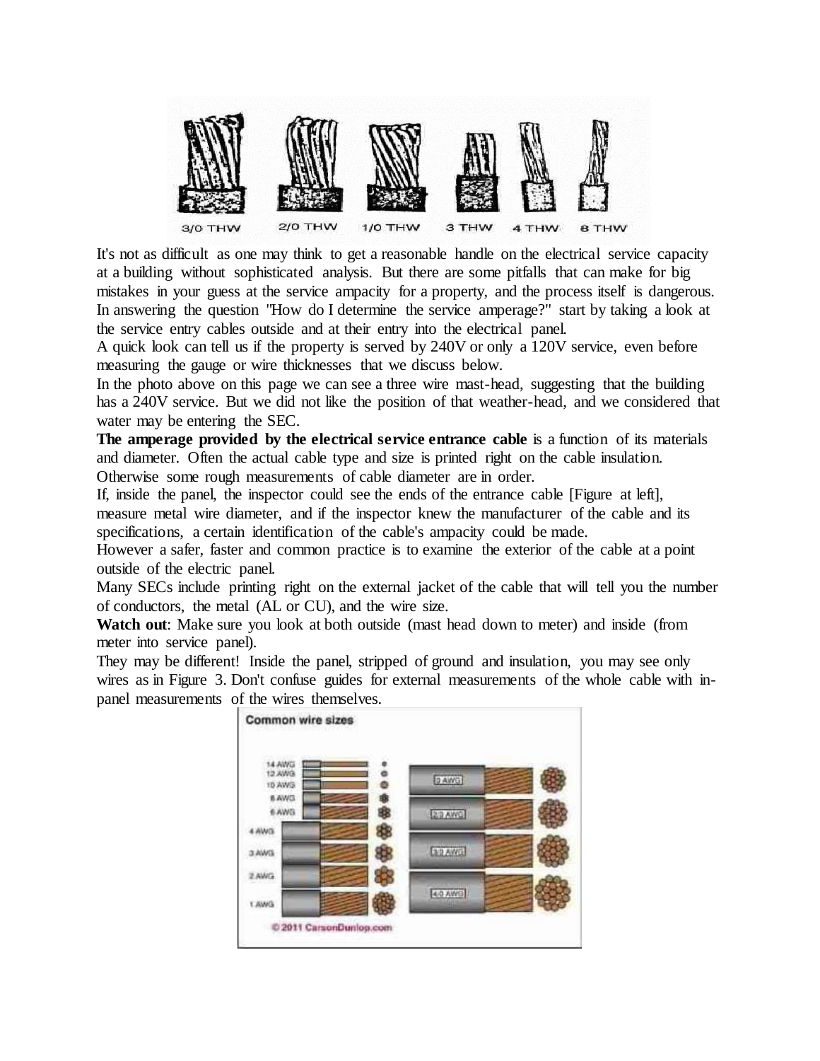It's not as difficult as one may think to get a reasonable handle on the electrical service capacity at a building without sophisticated analysis. But there are some pitfalls that can make for big mistakes in your guess at the service ampacity for a property, and the process itself is dangerous. In answering the question "How do I determine the service amperage?" start by taking a look at the service entry cables outside and at their entry into the electrical panel.

A quick look can tell us if the property is served by 240V or only a 120V service, even before measuring the gauge or wire thicknesses that we discuss below.

In the photo above on this page we can see a three wire mast-head, suggesting that the building has a 240V service. But we did not like the position of that weather-head, and we considered that water may be entering the SEC.

**The amperage provided by the electrical service entrance cable** is a function of its materials and diameter. Often the actual cable type and size is printed right on the cable insulation. Otherwise some rough measurements of cable diameter are in order.

If, inside the panel, the inspector could see the ends of the entrance cable [Figure at left], measure metal wire diameter, and if the inspector knew the manufacturer of the cable and its specifications, a certain identification of the cable's ampacity could be made.

However a safer, faster and common practice is to examine the exterior of the cable at a point outside of the electric panel.

Many SECs include printing right on the external jacket of the cable that will tell you the number of conductors, the metal (AL or CU), and the wire size.

**Watch out**: Make sure you look at both outside (mast head down to meter) and inside (from meter into service panel).

They may be different! Inside the panel, stripped of ground and insulation, you may see only wires as in Figure 3. Don't confuse guides for external measurements of the whole cable with in-panel measurements of the wires themselves.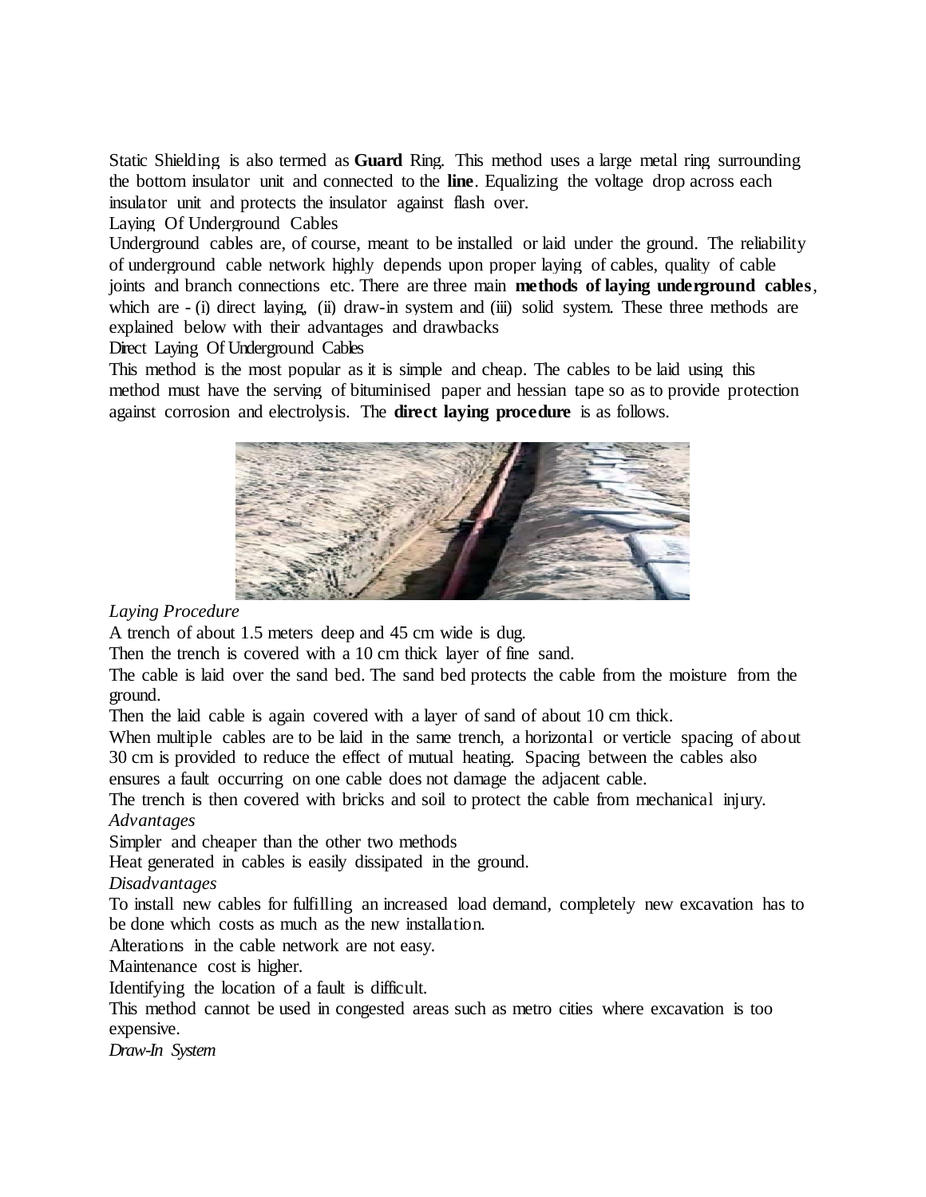Static Shielding is also termed as **Guard** Ring. This method uses a large metal ring surrounding the bottom insulator unit and connected to the **line**. Equalizing the voltage drop across each insulator unit and protects the insulator against flash over.

## Laying Of Underground Cables

Underground cables are, of course, meant to be installed or laid under the ground. The reliability of underground cable network highly depends upon proper laying of cables, quality of cable joints and branch connections etc. There are three main **methods of laying underground cables**, which are - (i) direct laying, (ii) draw-in system and (iii) solid system. These three methods are explained below with their advantages and drawbacks

### Direct Laying Of Underground Cables

This method is the most popular as it is simple and cheap. The cables to be laid using this method must have the serving of bituminised paper and hessian tape so as to provide protection against corrosion and electrolysis. The **direct laying procedure** is as follows.

*Laying Procedure*

A trench of about 1.5 meters deep and 45 cm wide is dug.

Then the trench is covered with a 10 cm thick layer of fine sand.

The cable is laid over the sand bed. The sand bed protects the cable from the moisture from the ground.

Then the laid cable is again covered with a layer of sand of about 10 cm thick.

When multiple cables are to be laid in the same trench, a horizontal or verticle spacing of about 30 cm is provided to reduce the effect of mutual heating. Spacing between the cables also ensures a fault occurring on one cable does not damage the adjacent cable.

The trench is then covered with bricks and soil to protect the cable from mechanical injury.

*Advantages*

Simpler and cheaper than the other two methods

Heat generated in cables is easily dissipated in the ground.

*Disadvantages*

To install new cables for fulfilling an increased load demand, completely new excavation has to be done which costs as much as the new installation.

Alterations in the cable network are not easy.

Maintenance cost is higher.

Identifying the location of a fault is difficult.

This method cannot be used in congested areas such as metro cities where excavation is too expensive.

*Draw-In System*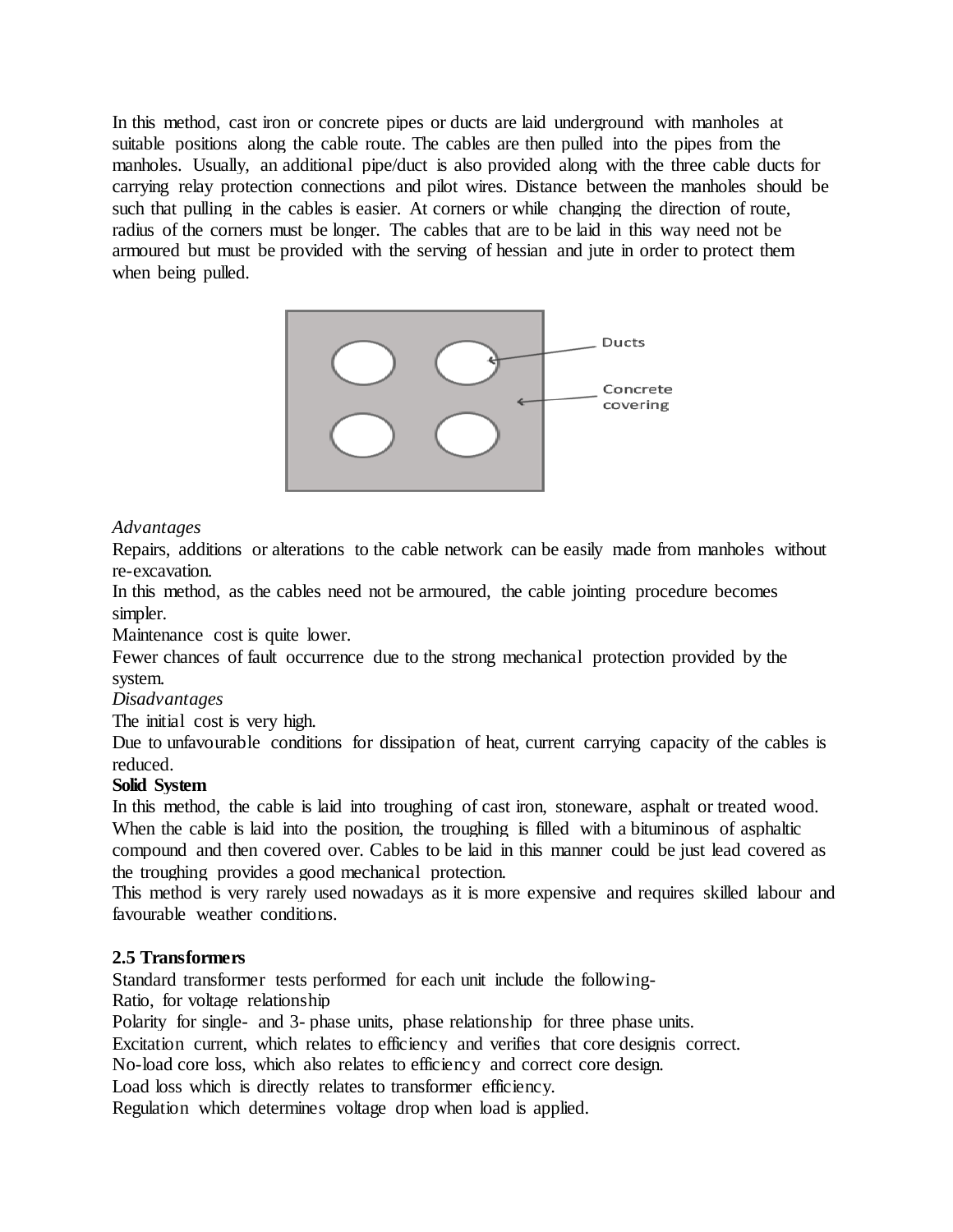In this method, cast iron or concrete pipes or ducts are laid underground with manholes at suitable positions along the cable route. The cables are then pulled into the pipes from the manholes. Usually, an additional pipe/duct is also provided along with the three cable ducts for carrying relay protection connections and pilot wires. Distance between the manholes should be such that pulling in the cables is easier. At corners or while changing the direction of route, radius of the corners must be longer. The cables that are to be laid in this way need not be armoured but must be provided with the serving of hessian and jute in order to protect them when being pulled.

*Advantages*

Repairs, additions or alterations to the cable network can be easily made from manholes without re-excavation.

In this method, as the cables need not be armoured, the cable jointing procedure becomes simpler.

Maintenance cost is quite lower.

Fewer chances of fault occurrence due to the strong mechanical protection provided by the system.

*Disadvantages*

The initial cost is very high.

Due to unfavourable conditions for dissipation of heat, current carrying capacity of the cables is reduced.

**Solid System**

In this method, the cable is laid into troughing of cast iron, stoneware, asphalt or treated wood. When the cable is laid into the position, the troughing is filled with a bituminous of asphaltic compound and then covered over. Cables to be laid in this manner could be just lead covered as the troughing provides a good mechanical protection.

This method is very rarely used nowadays as it is more expensive and requires skilled labour and favourable weather conditions.

**2.5 Transformers**

Standard transformer tests performed for each unit include the following-

Ratio, for voltage relationship

Polarity for single- and 3- phase units, phase relationship for three phase units.

Excitation current, which relates to efficiency and verifies that core designis correct.

No-load core loss, which also relates to efficiency and correct core design.

Load loss which is directly relates to transformer efficiency.

Regulation which determines voltage drop when load is applied.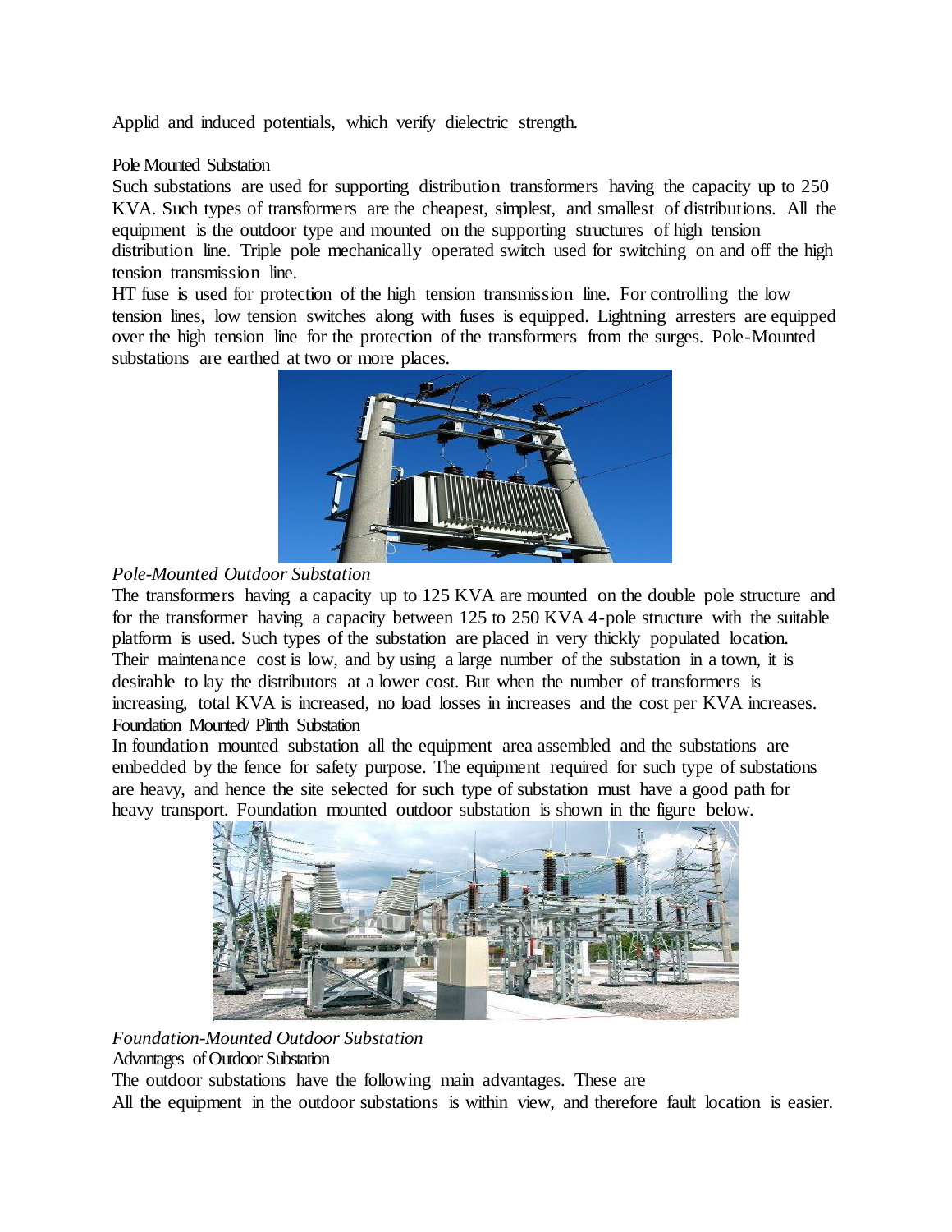Applid and induced potentials, which verify dielectric strength.

## Pole Mounted Substation

Such substations are used for supporting distribution transformers having the capacity up to 250 KVA. Such types of transformers are the cheapest, simplest, and smallest of distributions. All the equipment is the outdoor type and mounted on the supporting structures of high tension distribution line. Triple pole mechanically operated switch used for switching on and off the high tension transmission line.

HT fuse is used for protection of the high tension transmission line. For controlling the low tension lines, low tension switches along with fuses is equipped. Lightning arresters are equipped over the high tension line for the protection of the transformers from the surges. Pole-Mounted substations are earthed at two or more places.

*Pole-Mounted Outdoor Substation*

The transformers having a capacity up to 125 KVA are mounted on the double pole structure and for the transformer having a capacity between 125 to 250 KVA 4-pole structure with the suitable platform is used. Such types of the substation are placed in very thickly populated location. Their maintenance cost is low, and by using a large number of the substation in a town, it is desirable to lay the distributors at a lower cost. But when the number of transformers is increasing, total KVA is increased, no load losses in increases and the cost per KVA increases.

## Foundation Mounted/ Plinth Substation

In foundation mounted substation all the equipment area assembled and the substations are embedded by the fence for safety purpose. The equipment required for such type of substations are heavy, and hence the site selected for such type of substation must have a good path for heavy transport. Foundation mounted outdoor substation is shown in the figure below.

*Foundation-Mounted Outdoor Substation*

## Advantages of Outdoor Substation

The outdoor substations have the following main advantages. These are

All the equipment in the outdoor substations is within view, and therefore fault location is easier.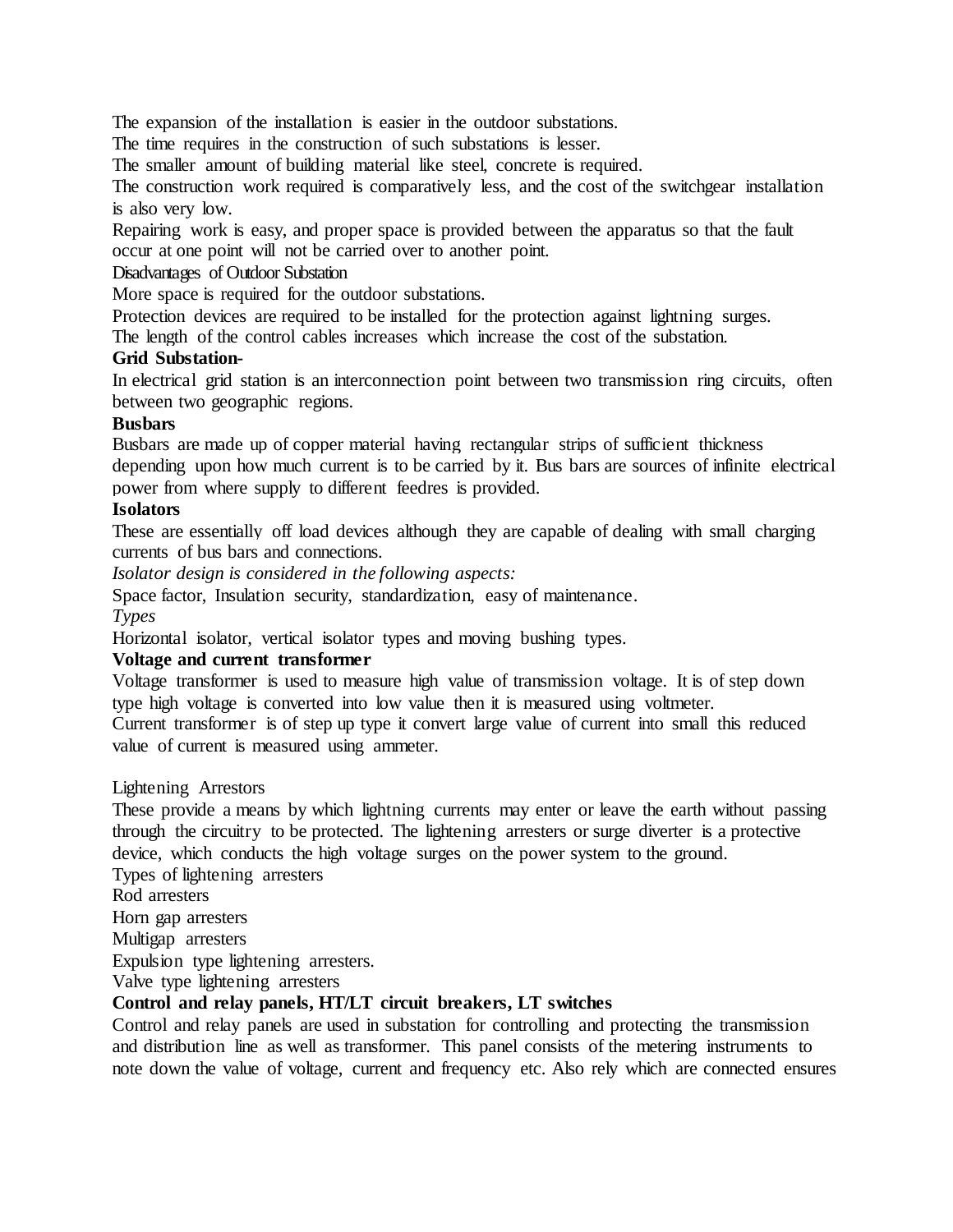The expansion of the installation is easier in the outdoor substations.

The time requires in the construction of such substations is lesser.

The smaller amount of building material like steel, concrete is required.

The construction work required is comparatively less, and the cost of the switchgear installation is also very low.

Repairing work is easy, and proper space is provided between the apparatus so that the fault occur at one point will not be carried over to another point.

Disadvantages of Outdoor Substation

More space is required for the outdoor substations.

Protection devices are required to be installed for the protection against lightning surges.

The length of the control cables increases which increase the cost of the substation.

**Grid Substation-**

In electrical grid station is an interconnection point between two transmission ring circuits, often between two geographic regions.

**Busbars**

Busbars are made up of copper material having rectangular strips of sufficient thickness depending upon how much current is to be carried by it. Bus bars are sources of infinite electrical power from where supply to different feedres is provided.

**Isolators**

These are essentially off load devices although they are capable of dealing with small charging currents of bus bars and connections.

*Isolator design is considered in the following aspects:*

Space factor, Insulation security, standardization, easy of maintenance.

*Types*

Horizontal isolator, vertical isolator types and moving bushing types.

**Voltage and current transformer**

Voltage transformer is used to measure high value of transmission voltage. It is of step down type high voltage is converted into low value then it is measured using voltmeter.

Current transformer is of step up type it convert large value of current into small this reduced value of current is measured using ammeter.

Lightening Arrestors

These provide a means by which lightning currents may enter or leave the earth without passing through the circuitry to be protected. The lightening arresters or surge diverter is a protective device, which conducts the high voltage surges on the power system to the ground.

Types of lightening arresters

Rod arresters

Horn gap arresters

Multigap arresters

Expulsion type lightening arresters.

Valve type lightening arresters

**Control and relay panels, HT/LT circuit breakers, LT switches**

Control and relay panels are used in substation for controlling and protecting the transmission and distribution line as well as transformer. This panel consists of the metering instruments to note down the value of voltage, current and frequency etc. Also rely which are connected ensures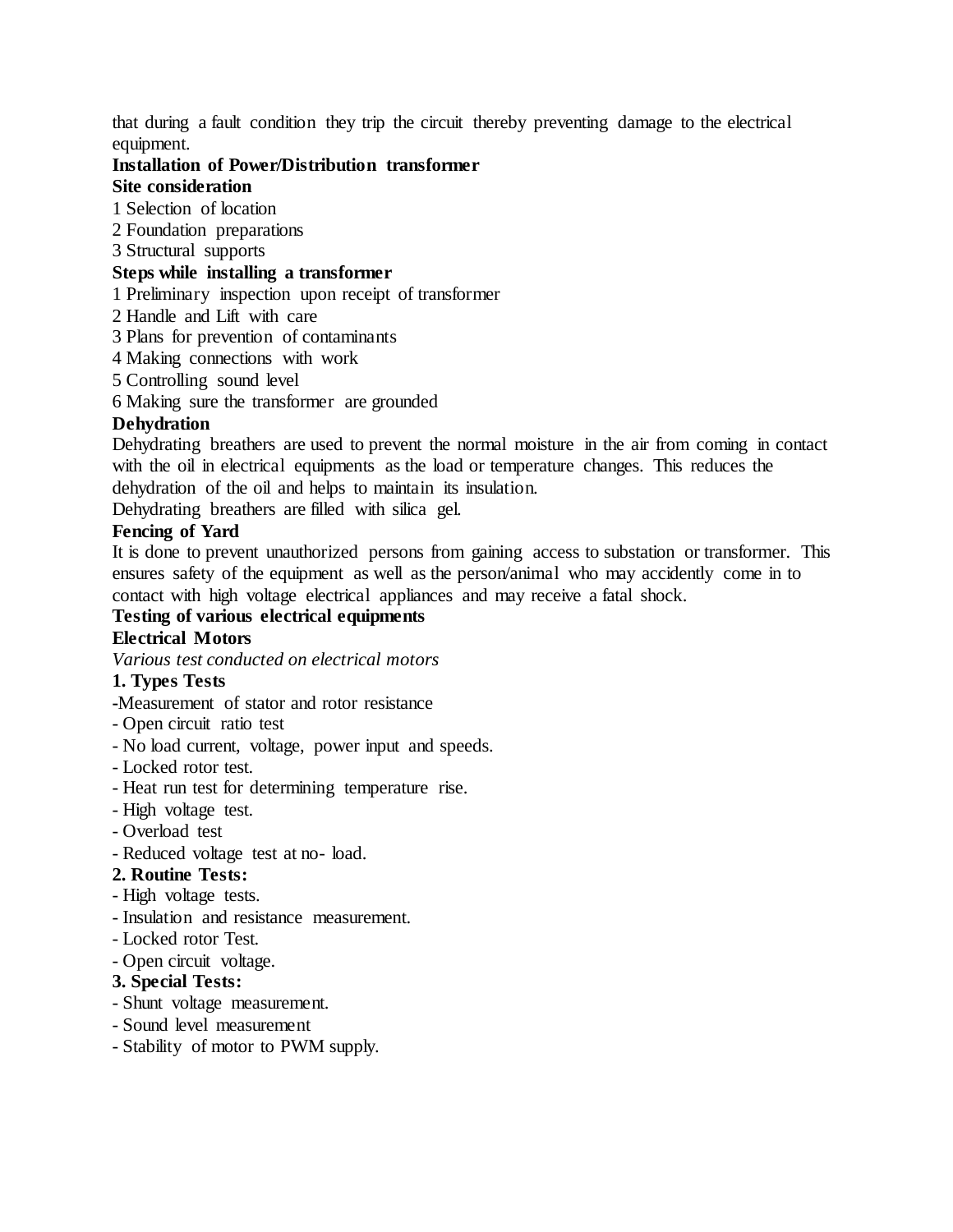that during a fault condition they trip the circuit thereby preventing damage to the electrical equipment.

**Installation of Power/Distribution transformer**

**Site consideration**

1 Selection of location

2 Foundation preparations

3 Structural supports

**Steps while installing a transformer**

1 Preliminary inspection upon receipt of transformer

2 Handle and Lift with care

3 Plans for prevention of contaminants

4 Making connections with work

5 Controlling sound level

6 Making sure the transformer are grounded

**Dehydration**

Dehydrating breathers are used to prevent the normal moisture in the air from coming in contact with the oil in electrical equipments as the load or temperature changes. This reduces the dehydration of the oil and helps to maintain its insulation.

Dehydrating breathers are filled with silica gel.

**Fencing of Yard**

It is done to prevent unauthorized persons from gaining access to substation or transformer. This ensures safety of the equipment as well as the person/animal who may accidently come in to contact with high voltage electrical appliances and may receive a fatal shock.

**Testing of various electrical equipments**

**Electrical Motors**

*Various test conducted on electrical motors*

**1. Types Tests**

-Measurement of stator and rotor resistance
- Open circuit ratio test
- No load current, voltage, power input and speeds.
- Locked rotor test.
- Heat run test for determining temperature rise.
- High voltage test.
- Overload test
- Reduced voltage test at no- load.

**2. Routine Tests:**

- High voltage tests.
- Insulation and resistance measurement.
- Locked rotor Test.
- Open circuit voltage.

**3. Special Tests:**

- Shunt voltage measurement.
- Sound level measurement
- Stability of motor to PWM supply.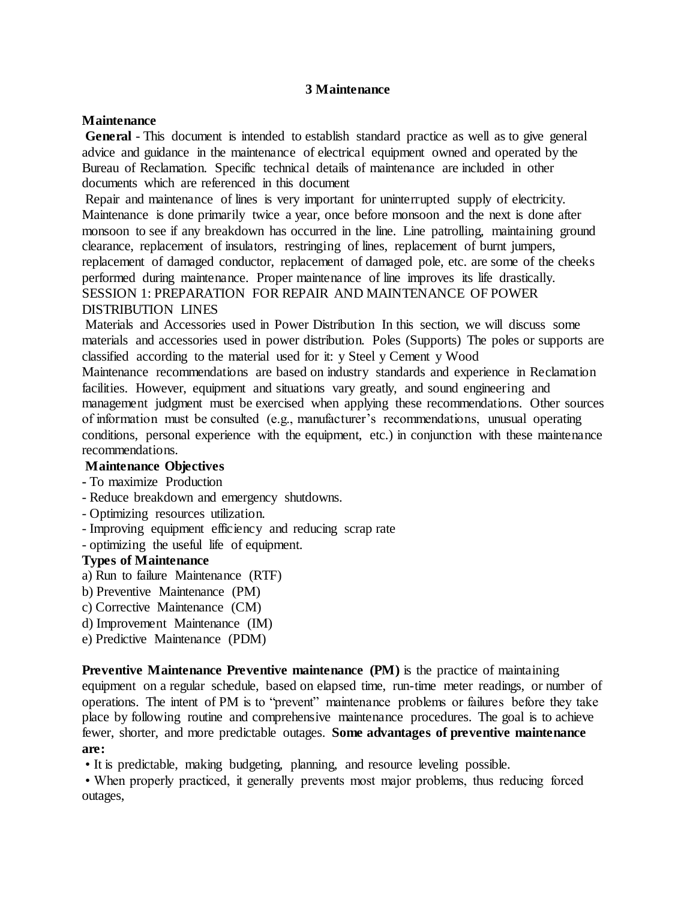# 3 Maintenance

**Maintenance**

**General** - This document is intended to establish standard practice as well as to give general advice and guidance in the maintenance of electrical equipment owned and operated by the Bureau of Reclamation. Specific technical details of maintenance are included in other documents which are referenced in this document

Repair and maintenance of lines is very important for uninterrupted supply of electricity. Maintenance is done primarily twice a year, once before monsoon and the next is done after monsoon to see if any breakdown has occurred in the line. Line patrolling, maintaining ground clearance, replacement of insulators, restringing of lines, replacement of burnt jumpers, replacement of damaged conductor, replacement of damaged pole, etc. are some of the cheeks performed during maintenance. Proper maintenance of line improves its life drastically.
SESSION 1: PREPARATION FOR REPAIR AND MAINTENANCE OF POWER DISTRIBUTION LINES

Materials and Accessories used in Power Distribution In this section, we will discuss some materials and accessories used in power distribution. Poles (Supports) The poles or supports are classified according to the material used for it: y Steel y Cement y Wood
Maintenance recommendations are based on industry standards and experience in Reclamation facilities. However, equipment and situations vary greatly, and sound engineering and management judgment must be exercised when applying these recommendations. Other sources of information must be consulted (e.g., manufacturer's recommendations, unusual operating conditions, personal experience with the equipment, etc.) in conjunction with these maintenance recommendations.

**Maintenance Objectives**

- To maximize Production
- Reduce breakdown and emergency shutdowns.
- Optimizing resources utilization.
- Improving equipment efficiency and reducing scrap rate
- optimizing the useful life of equipment.

**Types of Maintenance**

a) Run to failure Maintenance (RTF)
b) Preventive Maintenance (PM)
c) Corrective Maintenance (CM)
d) Improvement Maintenance (IM)
e) Predictive Maintenance (PDM)

**Preventive Maintenance Preventive maintenance (PM)** is the practice of maintaining equipment on a regular schedule, based on elapsed time, run-time meter readings, or number of operations. The intent of PM is to "prevent" maintenance problems or failures before they take place by following routine and comprehensive maintenance procedures. The goal is to achieve fewer, shorter, and more predictable outages. **Some advantages of preventive maintenance are:**

- It is predictable, making budgeting, planning, and resource leveling possible.
- When properly practiced, it generally prevents most major problems, thus reducing forced outages,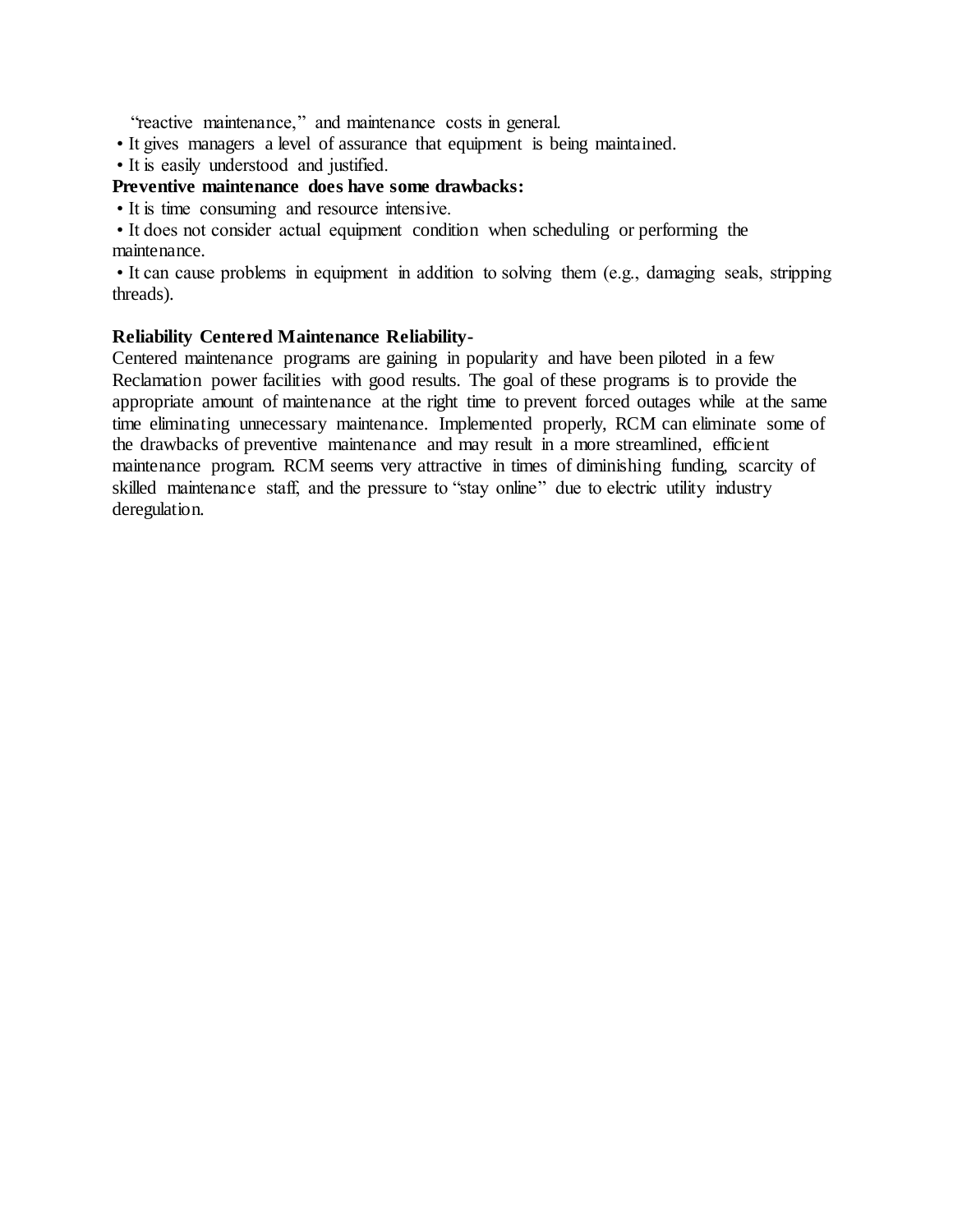"reactive maintenance," and maintenance costs in general.

- It gives managers a level of assurance that equipment is being maintained.
- It is easily understood and justified.

**Preventive maintenance does have some drawbacks:**

- It is time consuming and resource intensive.
- It does not consider actual equipment condition when scheduling or performing the maintenance.
- It can cause problems in equipment in addition to solving them (e.g., damaging seals, stripping threads).

**Reliability Centered Maintenance Reliability-**

Centered maintenance programs are gaining in popularity and have been piloted in a few Reclamation power facilities with good results. The goal of these programs is to provide the appropriate amount of maintenance at the right time to prevent forced outages while at the same time eliminating unnecessary maintenance. Implemented properly, RCM can eliminate some of the drawbacks of preventive maintenance and may result in a more streamlined, efficient maintenance program. RCM seems very attractive in times of diminishing funding, scarcity of skilled maintenance staff, and the pressure to "stay online" due to electric utility industry deregulation.